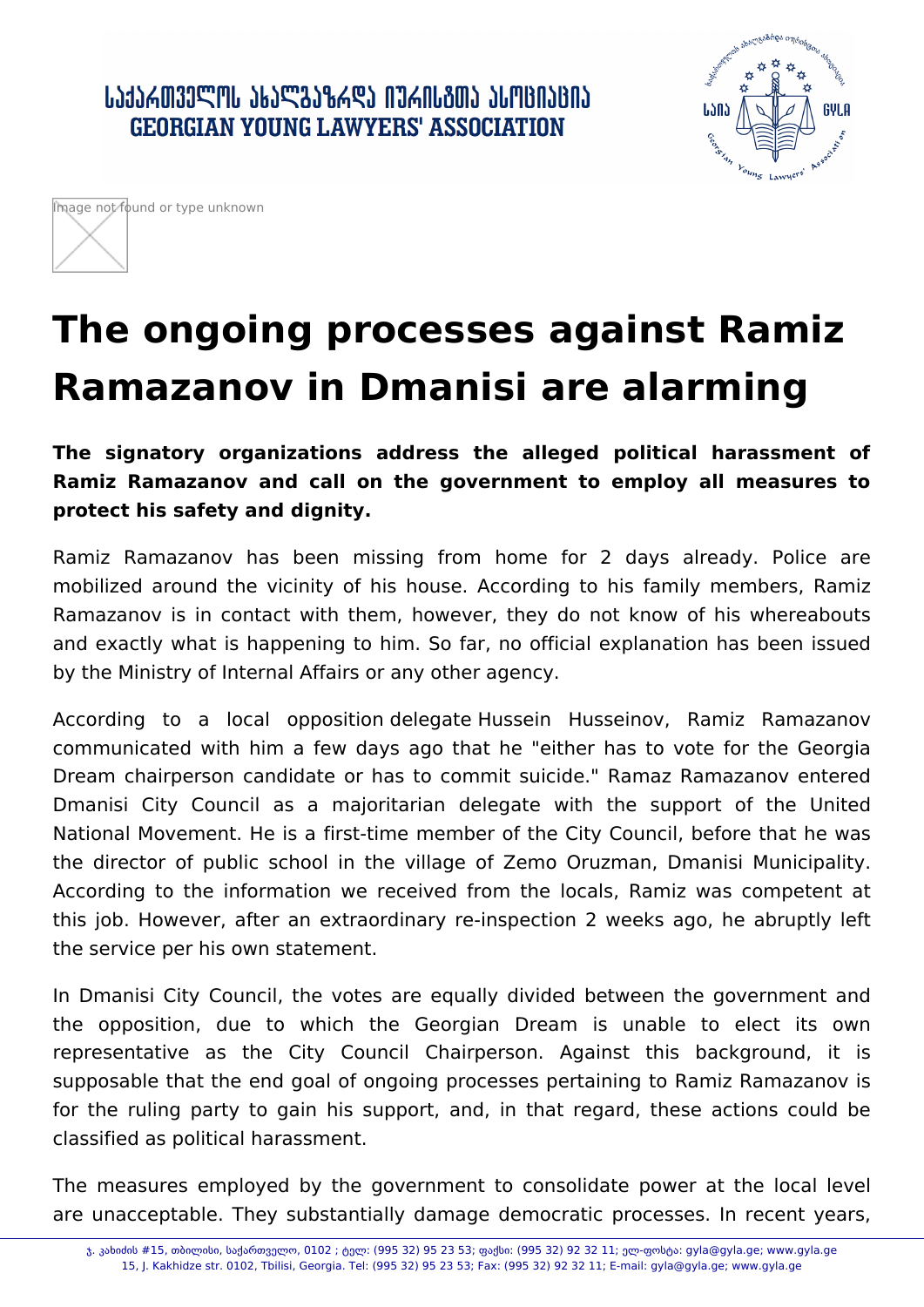# The ongoing processes against Ramiz Ramazanov in Dmanisi are alarming

**The signatory organizations address the alleged political harassment of Ramiz Ramazanov and call on the government to employ all measures to protect his safety and dignity.**

Ramiz Ramazanov has been missing from home for 2 days already. Police are mobilized around the vicinity of his house. According to his family members, Ramiz Ramazanov is in contact with them, however, they do not know of his whereabouts and exactly what is happening to him. So far, no official explanation has been issued by the Ministry of Internal Affairs or any other agency.

According to a local opposition delegate Hussein Husseinov, Ramiz Ramazanov communicated with him a few days ago that he "either has to vote for the Georgia Dream chairperson candidate or has to commit suicide." Ramaz Ramazanov entered Dmanisi City Council as a majoritarian delegate with the support of the United National Movement. He is a first-time member of the City Council, before that he was the director of public school in the village of Zemo Oruzman, Dmanisi Municipality. According to the information we received from the locals, Ramiz was competent at this job. However, after an extraordinary re-inspection 2 weeks ago, he abruptly left the service per his own statement.

In Dmanisi City Council, the votes are equally divided between the government and the opposition, due to which the Georgian Dream is unable to elect its own representative as the City Council Chairperson. Against this background, it is supposable that the end goal of ongoing processes pertaining to Ramiz Ramazanov is for the ruling party to gain his support, and, in that regard, these actions could be classified as political harassment.

The measures employed by the government to consolidate power at the local level are unacceptable. They substantially damage democratic processes. In recent years,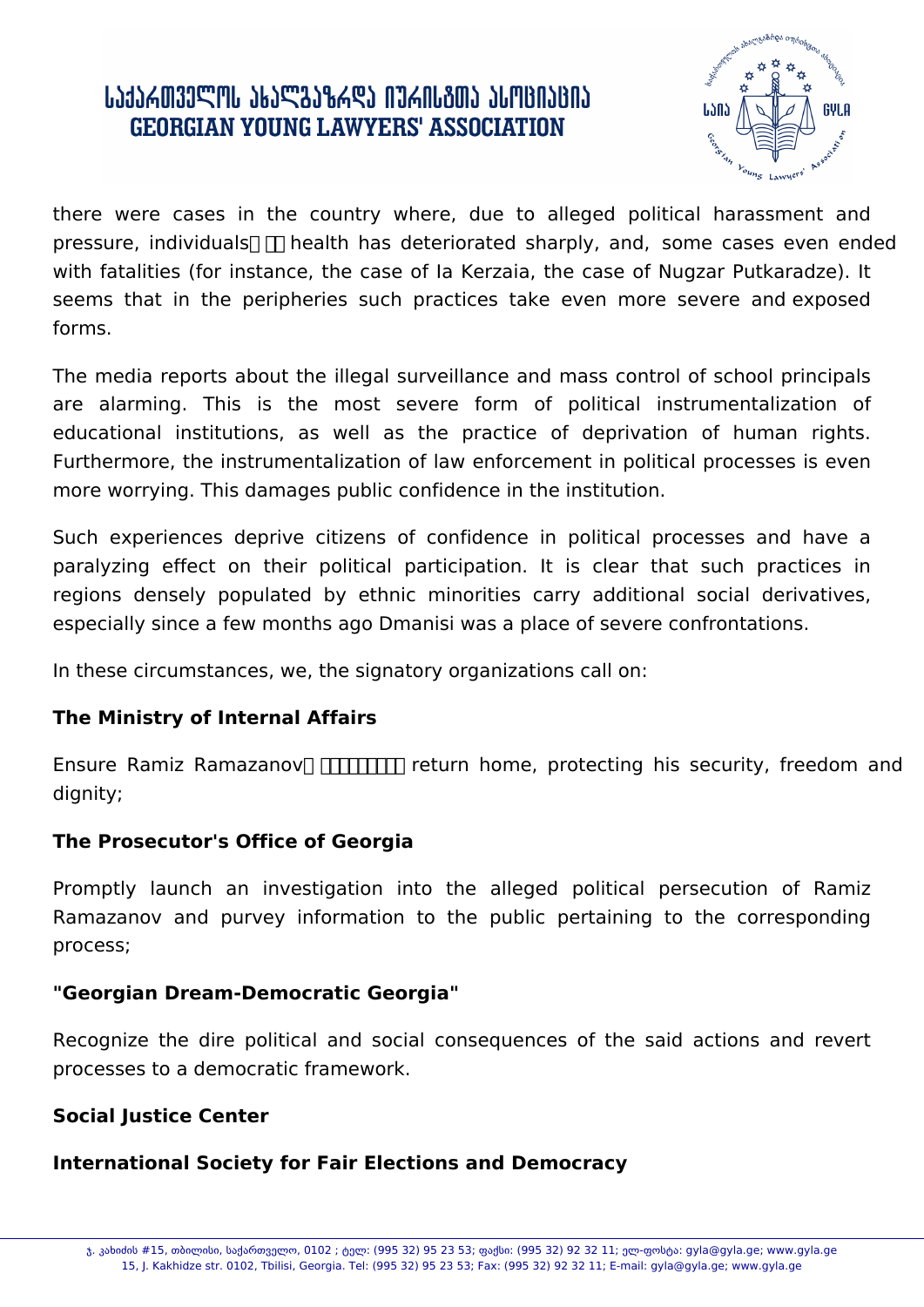there were cases in the country where, due to alleged political harassment and pressure, individuals health has deteriorated sharply, and, some cases even ended with fatalities (for instance, the case of Ia Kerzaia, the case of Nugzar Putkaradze). It seems that in the peripheries such practices take even more severe and exposed forms.

The media reports about the illegal surveillance and mass control of school principals are alarming. This is the most severe form of political instrumentalization of educational institutions, as well as the practice of deprivation of human rights. Furthermore, the instrumentalization of law enforcement in political processes is even more worrying. This damages public confidence in the institution.

Such experiences deprive citizens of confidence in political processes and have a paralyzing effect on their political participation. It is clear that such practices in regions densely populated by ethnic minorities carry additional social derivatives, especially since a few months ago Dmanisi was a place of severe confrontations.

In these circumstances, we, the signatory organizations call on:

**The Ministry of Internal Affairs**

Ensure Ramiz Ramazanov return home, protecting his security, freedom and dignity;

**The Prosecutor's Office of Georgia**

Promptly launch an investigation into the alleged political persecution of Ramiz Ramazanov and purvey information to the public pertaining to the corresponding process;

**"Georgian Dream-Democratic Georgia"**

Recognize the dire political and social consequences of the said actions and revert processes to a democratic framework.

**Social Justice Center**

**International Society for Fair Elections and Democracy**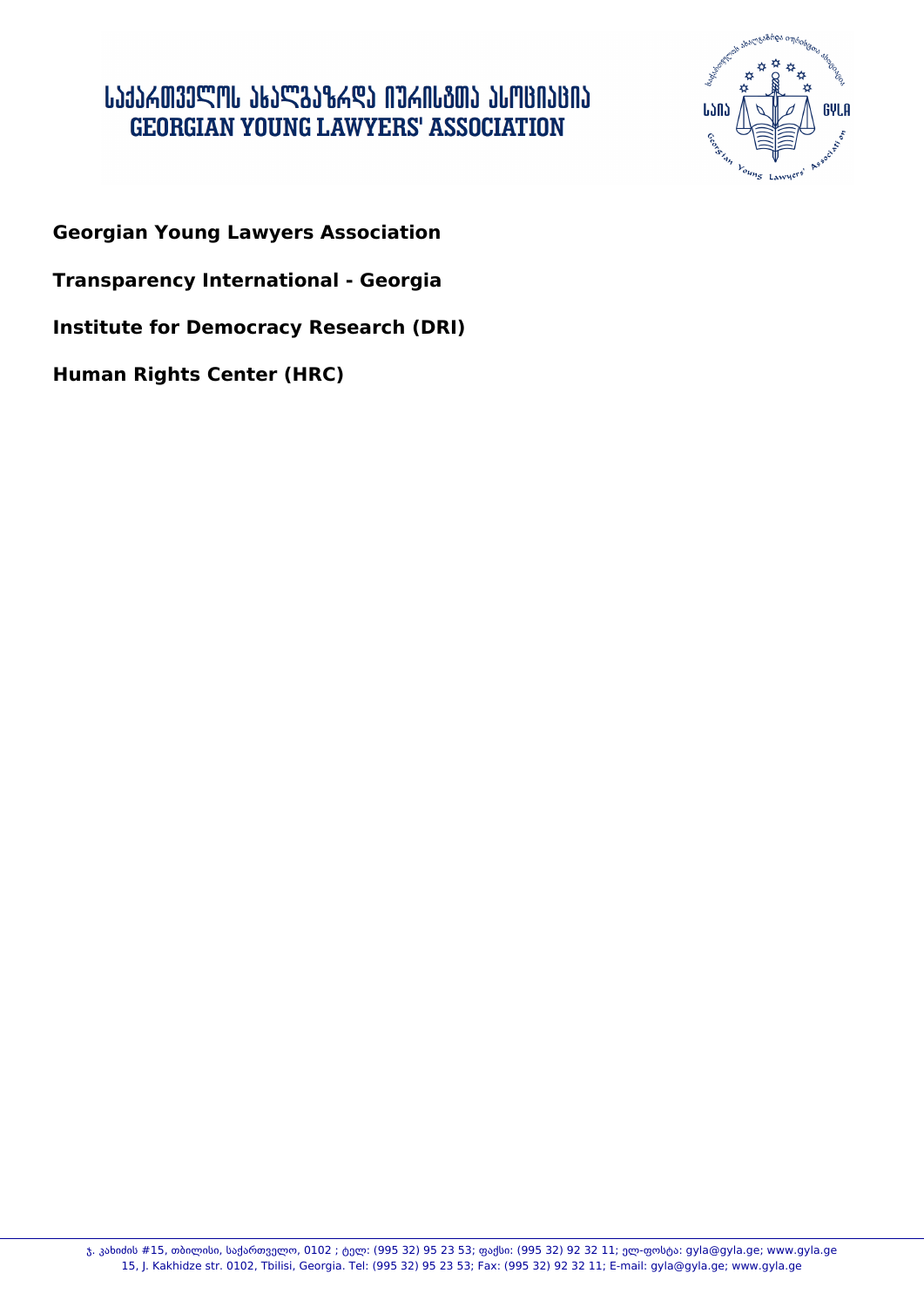**Georgian Young Lawyers Association**

**Transparency International - Georgia**

**Institute for Democracy Research (DRI)**

**Human Rights Center (HRC)**